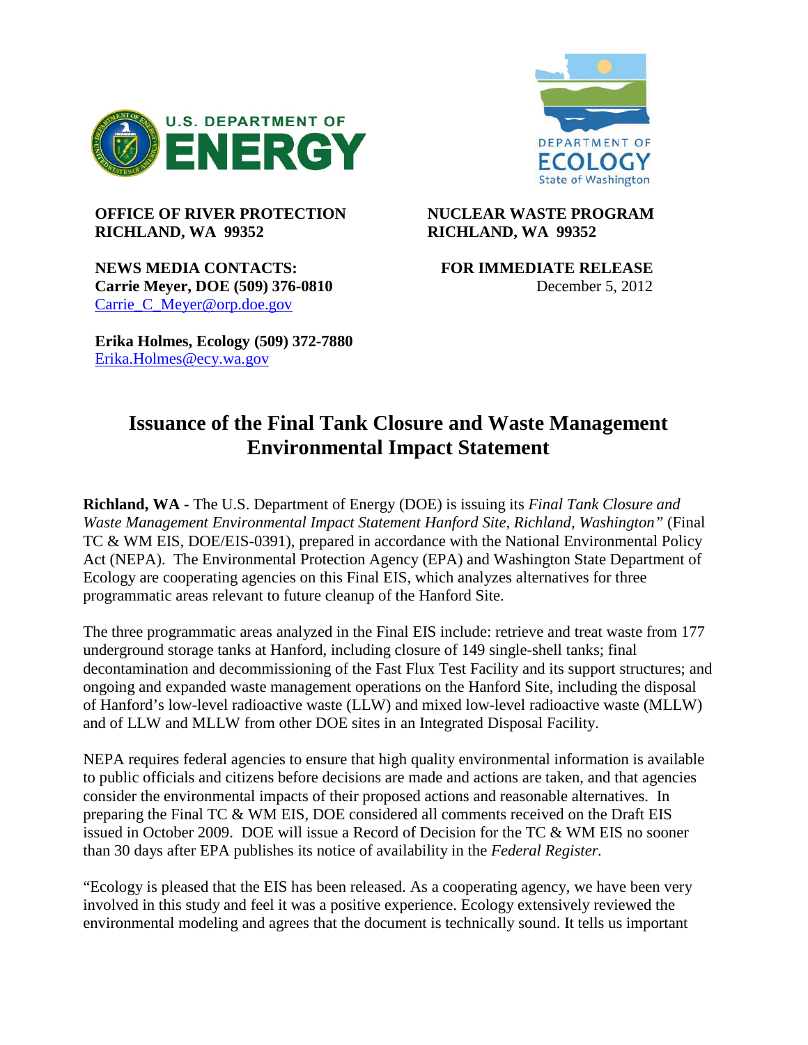U.S. DEPARTMENT OF ENERGY

DEPARTMENT OF ECOLOGY
State of Washington

**OFFICE OF RIVER PROTECTION**
**RICHLAND, WA 99352**

**NUCLEAR WASTE PROGRAM**
**RICHLAND, WA 99352**

**NEWS MEDIA CONTACTS:**
**Carrie Meyer, DOE (509) 376-0810**
Carrie_C_Meyer@orp.doe.gov

**Erika Holmes, Ecology (509) 372-7880**
Erika.Holmes@ecy.wa.gov

**FOR IMMEDIATE RELEASE**
December 5, 2012

# Issuance of the Final Tank Closure and Waste Management Environmental Impact Statement

**Richland, WA** - The U.S. Department of Energy (DOE) is issuing its *Final Tank Closure and Waste Management Environmental Impact Statement Hanford Site, Richland, Washington"* (Final TC & WM EIS, DOE/EIS-0391), prepared in accordance with the National Environmental Policy Act (NEPA). The Environmental Protection Agency (EPA) and Washington State Department of Ecology are cooperating agencies on this Final EIS, which analyzes alternatives for three programmatic areas relevant to future cleanup of the Hanford Site.

The three programmatic areas analyzed in the Final EIS include: retrieve and treat waste from 177 underground storage tanks at Hanford, including closure of 149 single-shell tanks; final decontamination and decommissioning of the Fast Flux Test Facility and its support structures; and ongoing and expanded waste management operations on the Hanford Site, including the disposal of Hanford's low-level radioactive waste (LLW) and mixed low-level radioactive waste (MLLW) and of LLW and MLLW from other DOE sites in an Integrated Disposal Facility.

NEPA requires federal agencies to ensure that high quality environmental information is available to public officials and citizens before decisions are made and actions are taken, and that agencies consider the environmental impacts of their proposed actions and reasonable alternatives. In preparing the Final TC & WM EIS, DOE considered all comments received on the Draft EIS issued in October 2009. DOE will issue a Record of Decision for the TC & WM EIS no sooner than 30 days after EPA publishes its notice of availability in the *Federal Register.*

"Ecology is pleased that the EIS has been released. As a cooperating agency, we have been very involved in this study and feel it was a positive experience. Ecology extensively reviewed the environmental modeling and agrees that the document is technically sound. It tells us important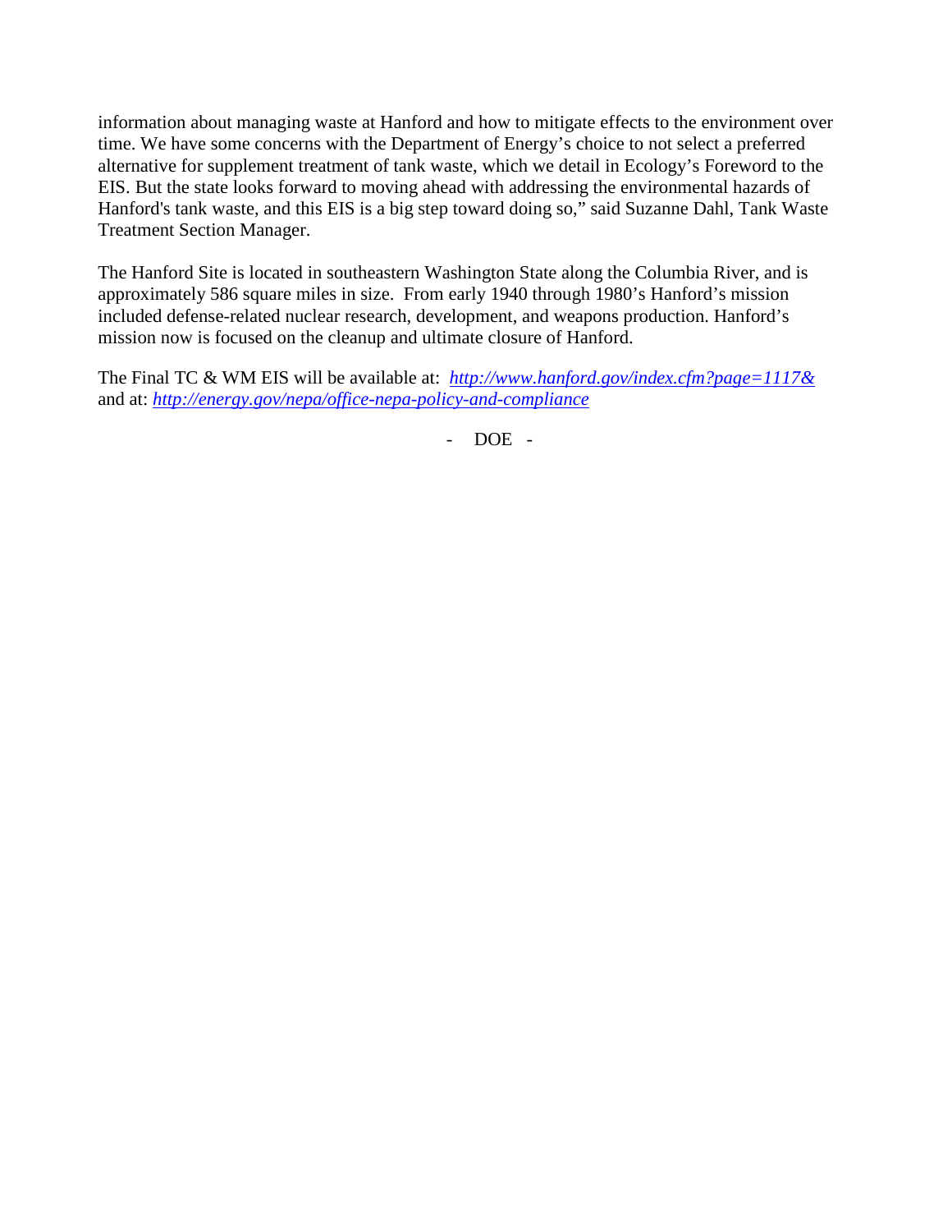information about managing waste at Hanford and how to mitigate effects to the environment over time. We have some concerns with the Department of Energy's choice to not select a preferred alternative for supplement treatment of tank waste, which we detail in Ecology's Foreword to the EIS. But the state looks forward to moving ahead with addressing the environmental hazards of Hanford's tank waste, and this EIS is a big step toward doing so," said Suzanne Dahl, Tank Waste Treatment Section Manager.

The Hanford Site is located in southeastern Washington State along the Columbia River, and is approximately 586 square miles in size. From early 1940 through 1980's Hanford's mission included defense-related nuclear research, development, and weapons production. Hanford's mission now is focused on the cleanup and ultimate closure of Hanford.

The Final TC & WM EIS will be available at: *http://www.hanford.gov/index.cfm?page=1117&* and at: *http://energy.gov/nepa/office-nepa-policy-and-compliance*

\- DOE -